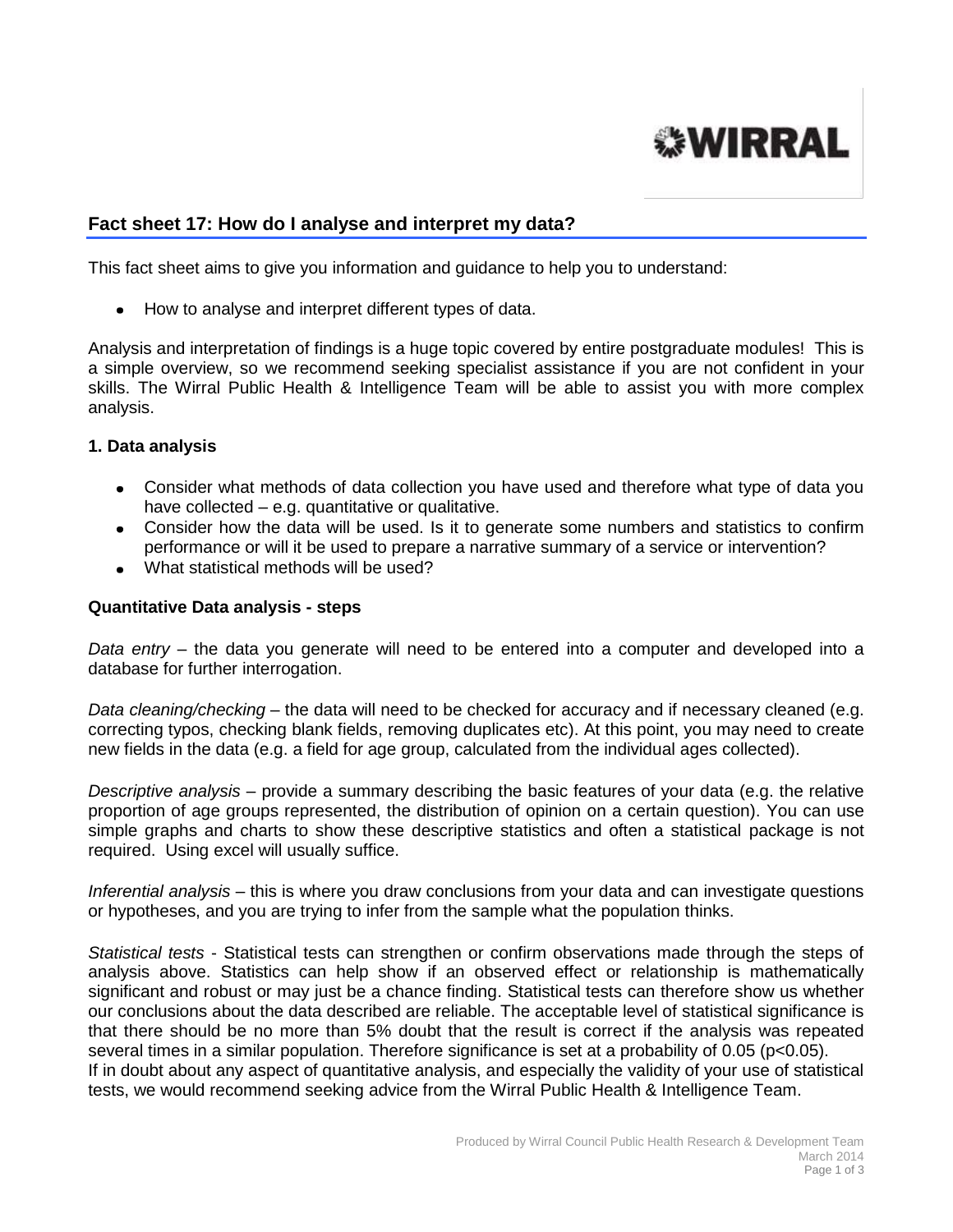WIRRAL

## Fact sheet 17: How do I analyse and interpret my data?

This fact sheet aims to give you information and guidance to help you to understand:

- How to analyse and interpret different types of data.

Analysis and interpretation of findings is a huge topic covered by entire postgraduate modules! This is a simple overview, so we recommend seeking specialist assistance if you are not confident in your skills. The Wirral Public Health & Intelligence Team will be able to assist you with more complex analysis.

### 1. Data analysis

- Consider what methods of data collection you have used and therefore what type of data you have collected – e.g. quantitative or qualitative.
- Consider how the data will be used. Is it to generate some numbers and statistics to confirm performance or will it be used to prepare a narrative summary of a service or intervention?
- What statistical methods will be used?

### Quantitative Data analysis - steps

*Data entry* – the data you generate will need to be entered into a computer and developed into a database for further interrogation.

*Data cleaning/checking* – the data will need to be checked for accuracy and if necessary cleaned (e.g. correcting typos, checking blank fields, removing duplicates etc). At this point, you may need to create new fields in the data (e.g. a field for age group, calculated from the individual ages collected).

*Descriptive analysis* – provide a summary describing the basic features of your data (e.g. the relative proportion of age groups represented, the distribution of opinion on a certain question). You can use simple graphs and charts to show these descriptive statistics and often a statistical package is not required. Using excel will usually suffice.

*Inferential analysis* – this is where you draw conclusions from your data and can investigate questions or hypotheses, and you are trying to infer from the sample what the population thinks.

*Statistical tests* - Statistical tests can strengthen or confirm observations made through the steps of analysis above. Statistics can help show if an observed effect or relationship is mathematically significant and robust or may just be a chance finding. Statistical tests can therefore show us whether our conclusions about the data described are reliable. The acceptable level of statistical significance is that there should be no more than 5% doubt that the result is correct if the analysis was repeated several times in a similar population. Therefore significance is set at a probability of 0.05 ($p<0.05$).
If in doubt about any aspect of quantitative analysis, and especially the validity of your use of statistical tests, we would recommend seeking advice from the Wirral Public Health & Intelligence Team.

Produced by Wirral Council Public Health Research & Development Team
March 2014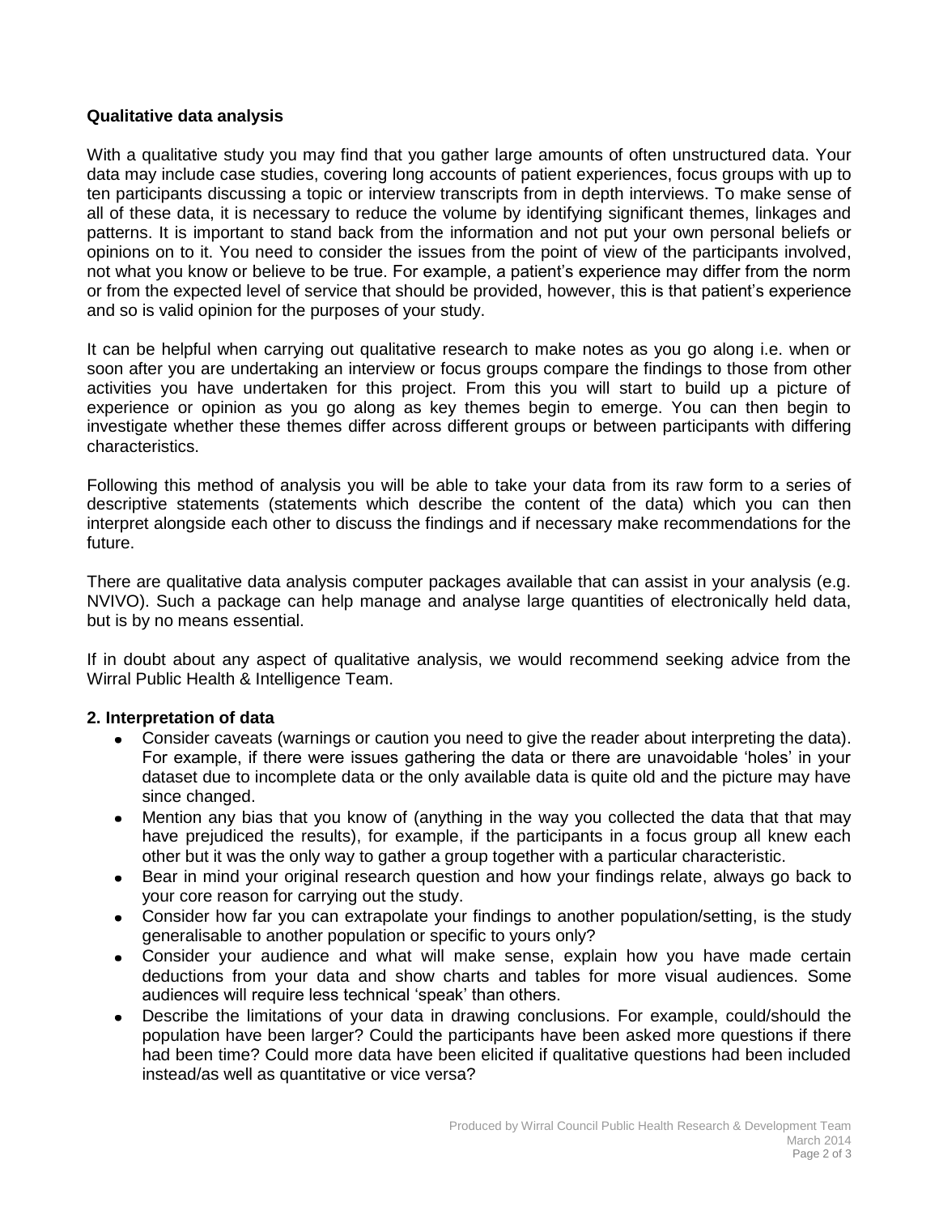**Qualitative data analysis**

With a qualitative study you may find that you gather large amounts of often unstructured data. Your data may include case studies, covering long accounts of patient experiences, focus groups with up to ten participants discussing a topic or interview transcripts from in depth interviews. To make sense of all of these data, it is necessary to reduce the volume by identifying significant themes, linkages and patterns. It is important to stand back from the information and not put your own personal beliefs or opinions on to it. You need to consider the issues from the point of view of the participants involved, not what you know or believe to be true. For example, a patient's experience may differ from the norm or from the expected level of service that should be provided, however, this is that patient's experience and so is valid opinion for the purposes of your study.

It can be helpful when carrying out qualitative research to make notes as you go along i.e. when or soon after you are undertaking an interview or focus groups compare the findings to those from other activities you have undertaken for this project. From this you will start to build up a picture of experience or opinion as you go along as key themes begin to emerge. You can then begin to investigate whether these themes differ across different groups or between participants with differing characteristics.

Following this method of analysis you will be able to take your data from its raw form to a series of descriptive statements (statements which describe the content of the data) which you can then interpret alongside each other to discuss the findings and if necessary make recommendations for the future.

There are qualitative data analysis computer packages available that can assist in your analysis (e.g. NVIVO). Such a package can help manage and analyse large quantities of electronically held data, but is by no means essential.

If in doubt about any aspect of qualitative analysis, we would recommend seeking advice from the Wirral Public Health & Intelligence Team.

**2. Interpretation of data**

- Consider caveats (warnings or caution you need to give the reader about interpreting the data). For example, if there were issues gathering the data or there are unavoidable 'holes' in your dataset due to incomplete data or the only available data is quite old and the picture may have since changed.
- Mention any bias that you know of (anything in the way you collected the data that that may have prejudiced the results), for example, if the participants in a focus group all knew each other but it was the only way to gather a group together with a particular characteristic.
- Bear in mind your original research question and how your findings relate, always go back to your core reason for carrying out the study.
- Consider how far you can extrapolate your findings to another population/setting, is the study generalisable to another population or specific to yours only?
- Consider your audience and what will make sense, explain how you have made certain deductions from your data and show charts and tables for more visual audiences. Some audiences will require less technical 'speak' than others.
- Describe the limitations of your data in drawing conclusions. For example, could/should the population have been larger? Could the participants have been asked more questions if there had been time? Could more data have been elicited if qualitative questions had been included instead/as well as quantitative or vice versa?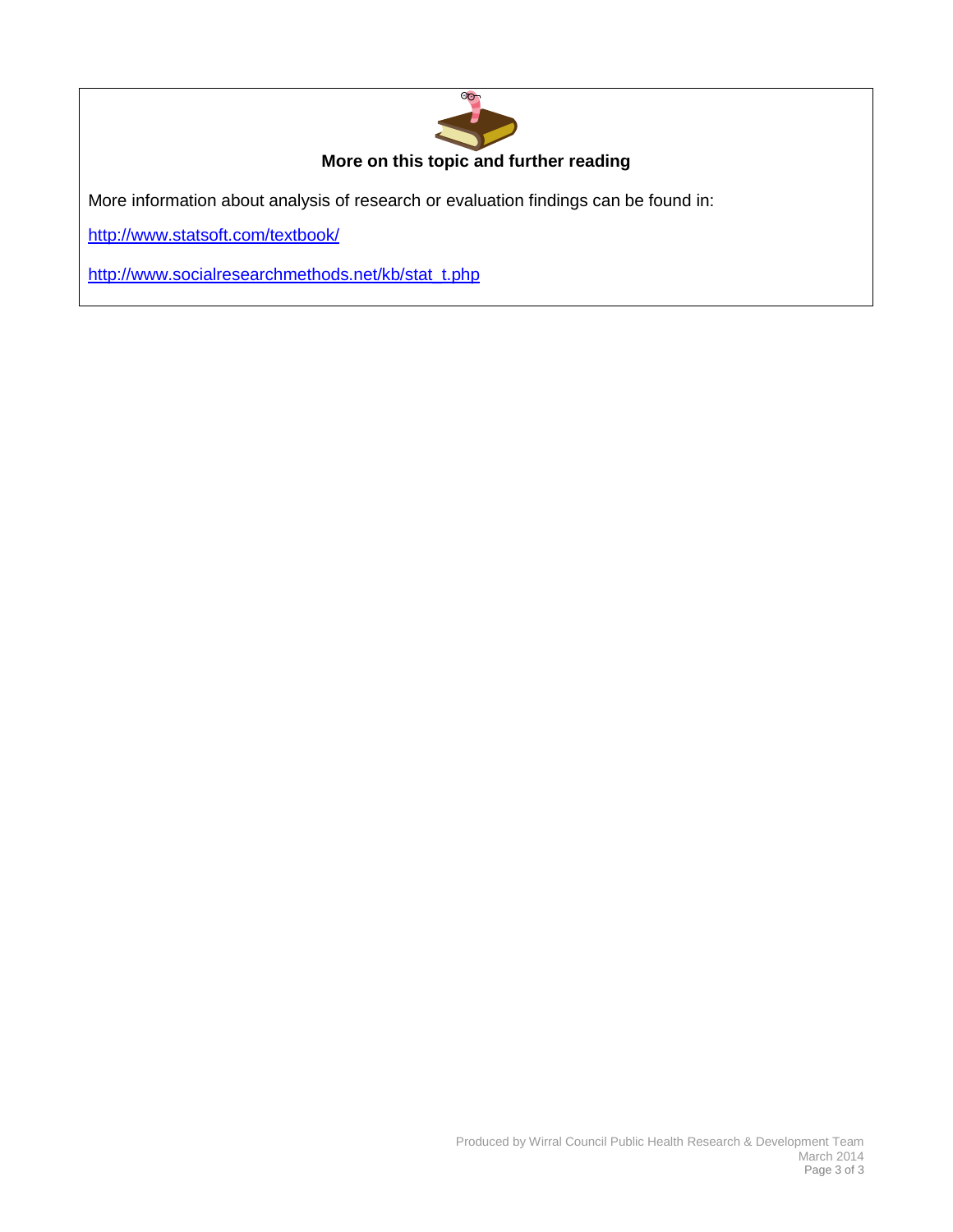**More on this topic and further reading**

More information about analysis of research or evaluation findings can be found in:

http://www.statsoft.com/textbook/

http://www.socialresearchmethods.net/kb/stat_t.php

Produced by Wirral Council Public Health Research & Development Team
March 2014